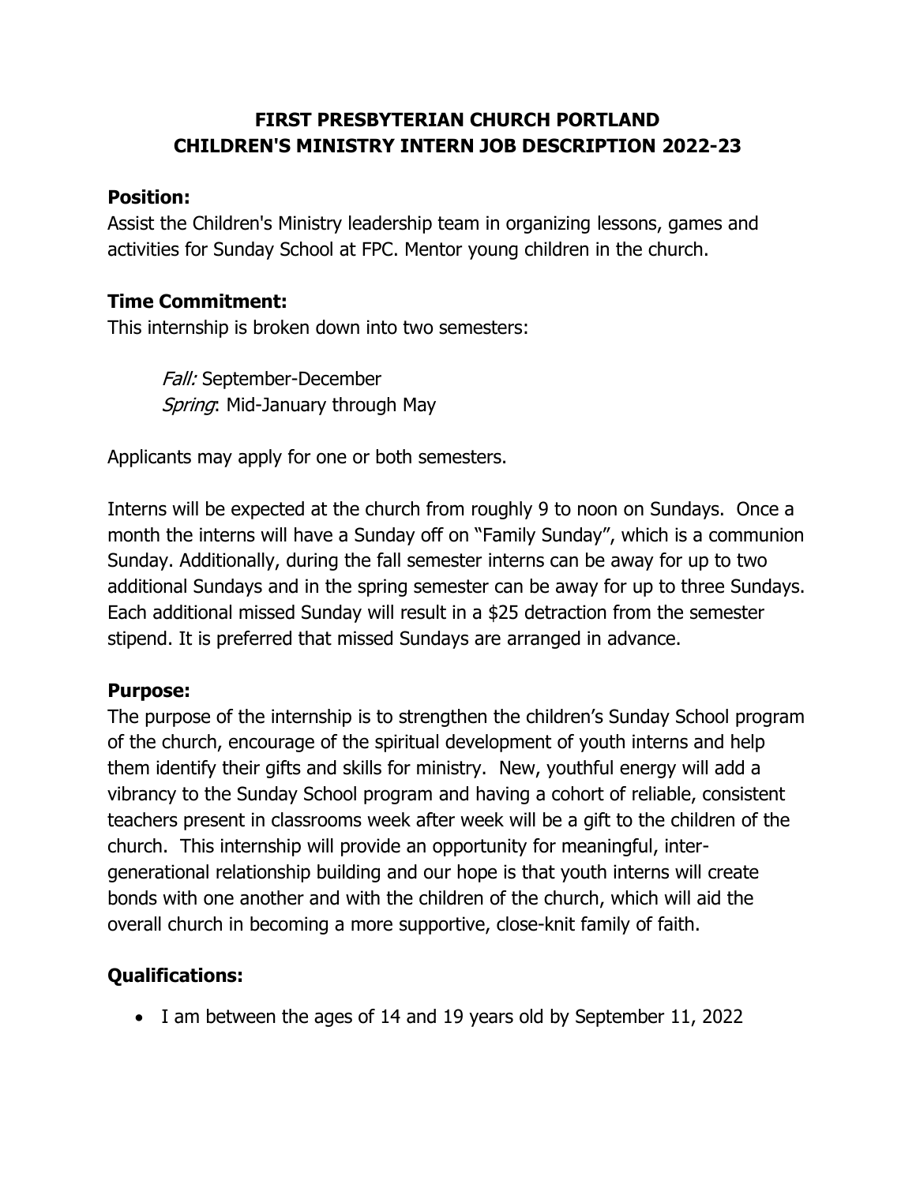# FIRST PRESBYTERIAN CHURCH PORTLAND
# CHILDREN'S MINISTRY INTERN JOB DESCRIPTION 2022-23

## Position:

Assist the Children's Ministry leadership team in organizing lessons, games and activities for Sunday School at FPC. Mentor young children in the church.

## Time Commitment:

This internship is broken down into two semesters:

> *Fall:* September-December
> *Spring*: Mid-January through May

Applicants may apply for one or both semesters.

Interns will be expected at the church from roughly 9 to noon on Sundays. Once a month the interns will have a Sunday off on "Family Sunday", which is a communion Sunday. Additionally, during the fall semester interns can be away for up to two additional Sundays and in the spring semester can be away for up to three Sundays. Each additional missed Sunday will result in a $25 detraction from the semester stipend. It is preferred that missed Sundays are arranged in advance.

## Purpose:

The purpose of the internship is to strengthen the children's Sunday School program of the church, encourage of the spiritual development of youth interns and help them identify their gifts and skills for ministry. New, youthful energy will add a vibrancy to the Sunday School program and having a cohort of reliable, consistent teachers present in classrooms week after week will be a gift to the children of the church. This internship will provide an opportunity for meaningful, inter-generational relationship building and our hope is that youth interns will create bonds with one another and with the children of the church, which will aid the overall church in becoming a more supportive, close-knit family of faith.

## Qualifications:

- I am between the ages of 14 and 19 years old by September 11, 2022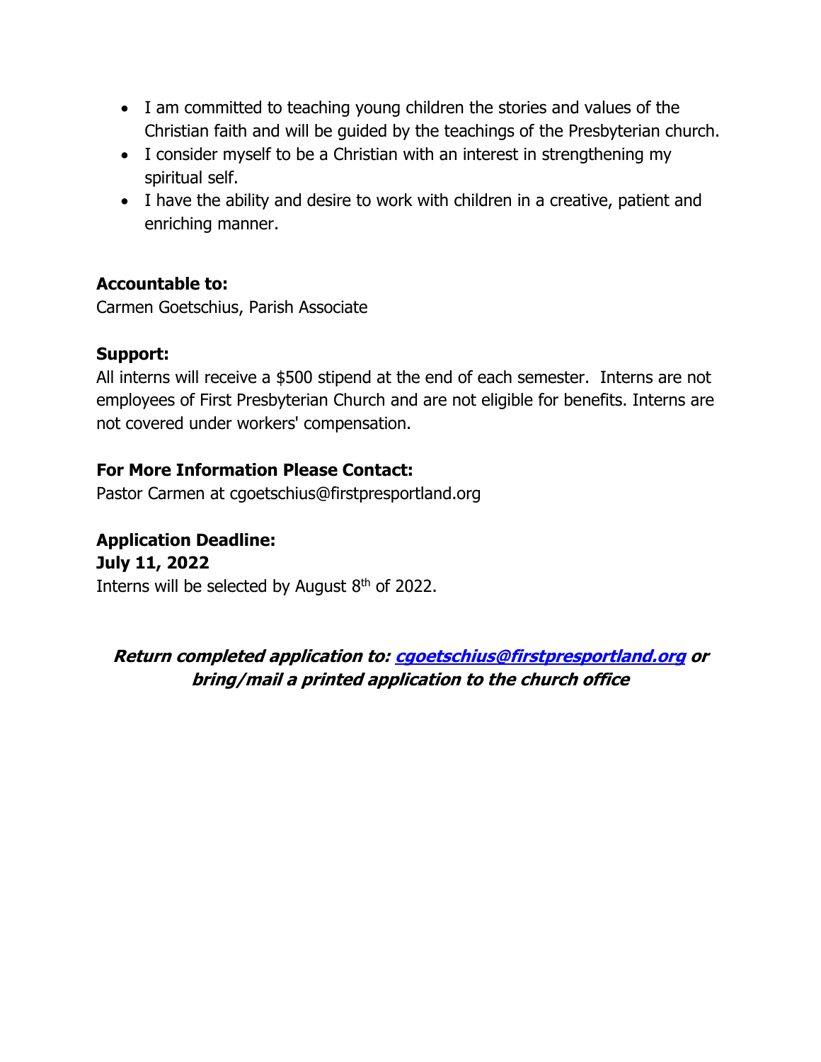- I am committed to teaching young children the stories and values of the Christian faith and will be guided by the teachings of the Presbyterian church.
- I consider myself to be a Christian with an interest in strengthening my spiritual self.
- I have the ability and desire to work with children in a creative, patient and enriching manner.

**Accountable to:**
Carmen Goetschius, Parish Associate

**Support:**
All interns will receive a $500 stipend at the end of each semester. Interns are not employees of First Presbyterian Church and are not eligible for benefits. Interns are not covered under workers' compensation.

**For More Information Please Contact:**
Pastor Carmen at cgoetschius@firstpresportland.org

**Application Deadline:**
**July 11, 2022**
Interns will be selected by August 8th of 2022.

***Return completed application to: [cgoetschius@firstpresportland.org](mailto:cgoetschius@firstpresportland.org) or bring/mail a printed application to the church office***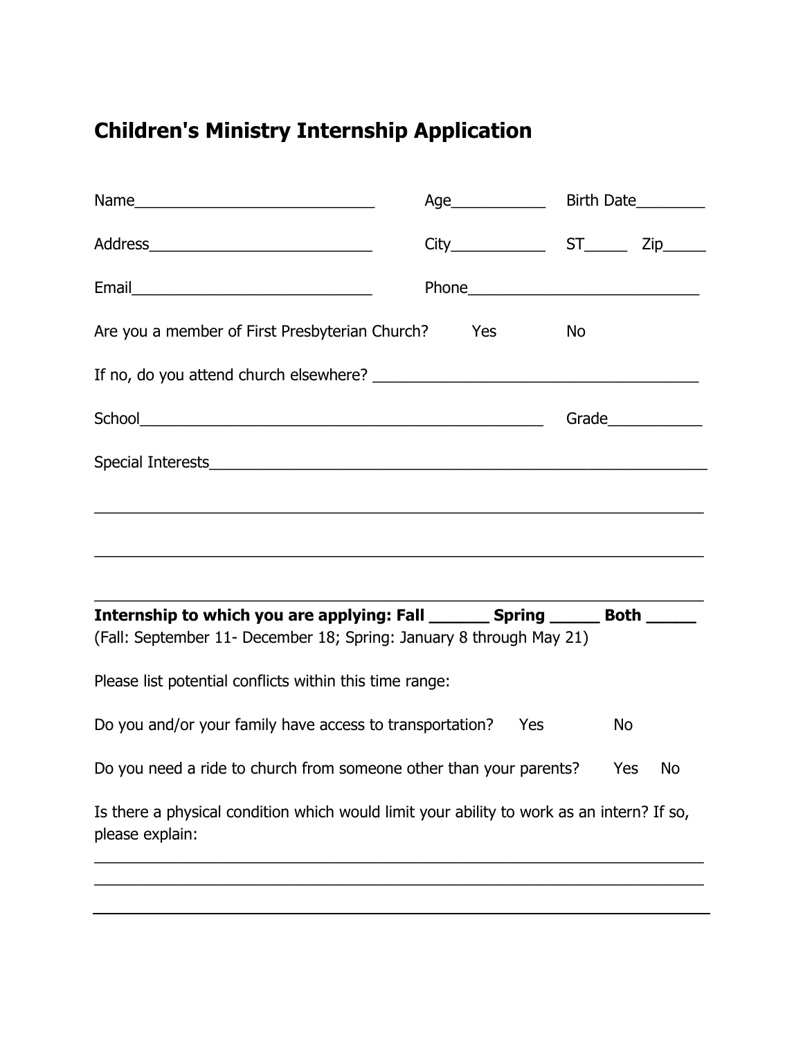## Children's Ministry Internship Application

Name____________________________ Age___________ Birth Date________

Address__________________________ City___________ ST_____ Zip_____

Email____________________________ Phone___________________________

Are you a member of First Presbyterian Church? Yes No

If no, do you attend church elsewhere? _____________________________________

School_______________________________________________ Grade___________

Special Interests_________________________________________________________

__________________________________________________________________________

__________________________________________________________________________

__________________________________________________________________________

**Internship to which you are applying: Fall ______ Spring _____ Both _____**
(Fall: September 11- December 18; Spring: January 8 through May 21)

Please list potential conflicts within this time range:

Do you and/or your family have access to transportation? Yes No

Do you need a ride to church from someone other than your parents? Yes No

Is there a physical condition which would limit your ability to work as an intern? If so, please explain:

__________________________________________________________________________

__________________________________________________________________________

__________________________________________________________________________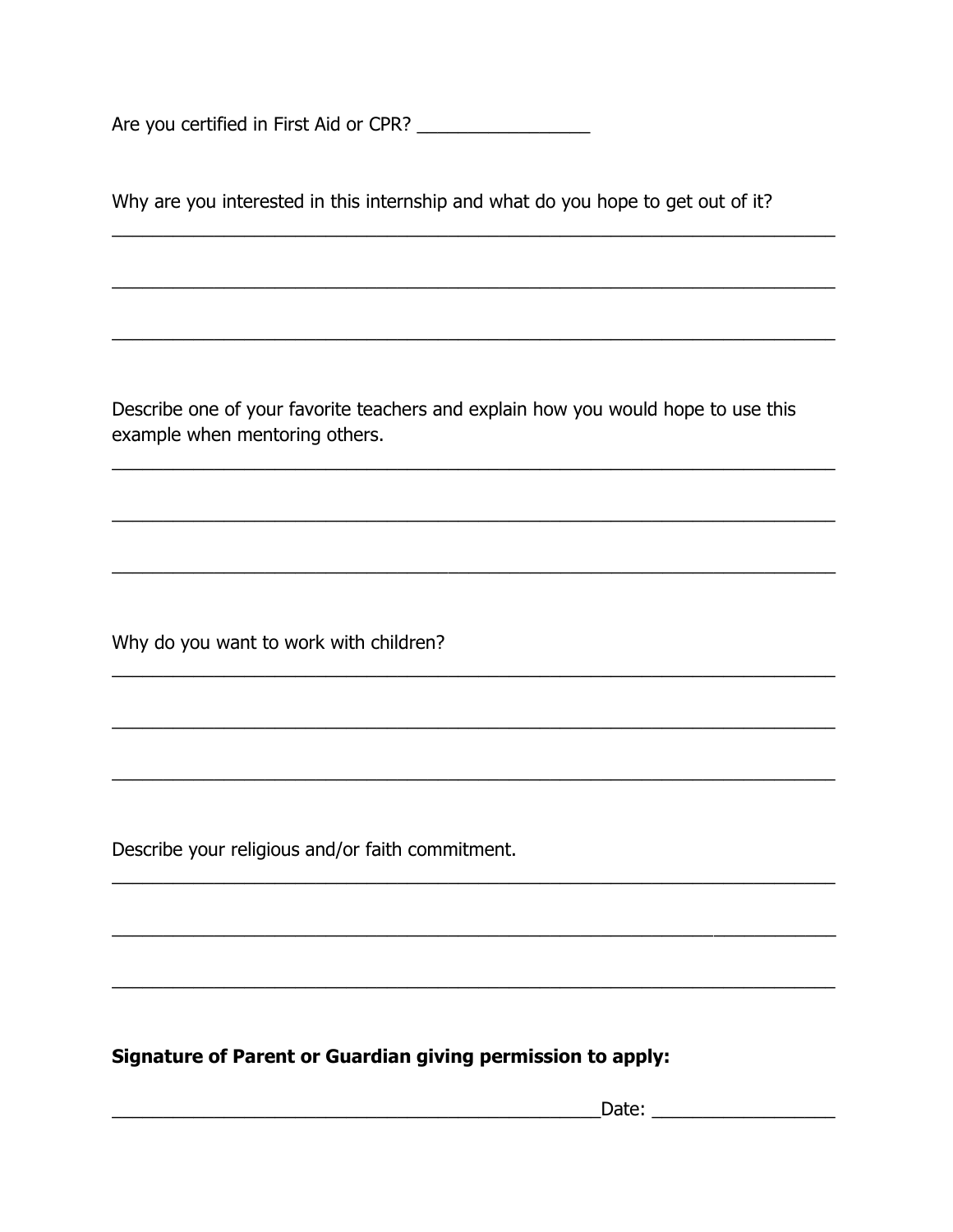Are you certified in First Aid or CPR? _________________

Why are you interested in this internship and what do you hope to get out of it?

________________________________________________________________________

________________________________________________________________________

________________________________________________________________________

Describe one of your favorite teachers and explain how you would hope to use this example when mentoring others.

________________________________________________________________________

________________________________________________________________________

________________________________________________________________________

Why do you want to work with children?

________________________________________________________________________

________________________________________________________________________

________________________________________________________________________

Describe your religious and/or faith commitment.

________________________________________________________________________

________________________________________________________________________

________________________________________________________________________

**Signature of Parent or Guardian giving permission to apply:**

________________________________________________Date: __________________